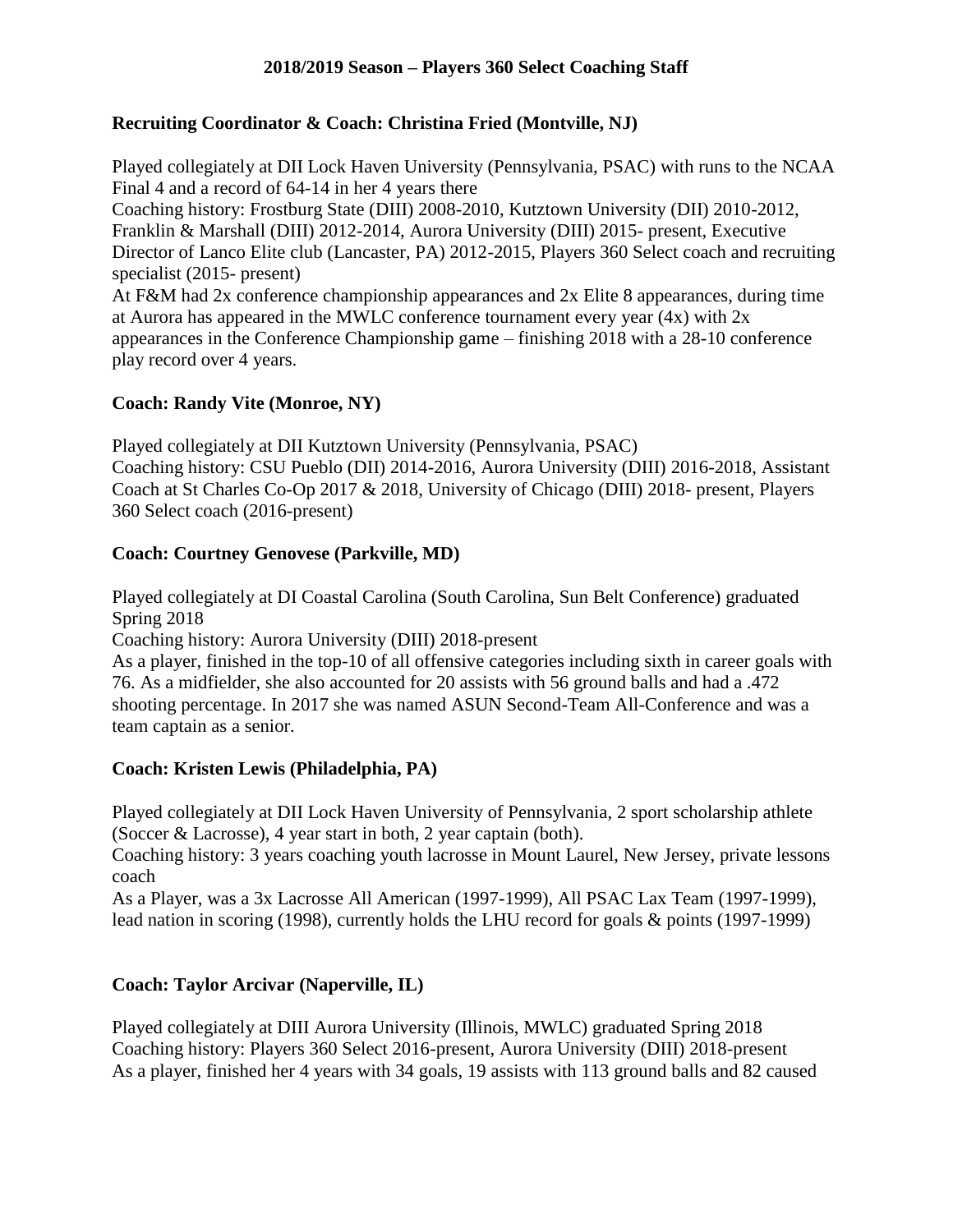## 2018/2019 Season – Players 360 Select Coaching Staff

**Recruiting Coordinator & Coach: Christina Fried (Montville, NJ)**

Played collegiately at DII Lock Haven University (Pennsylvania, PSAC) with runs to the NCAA Final 4 and a record of 64-14 in her 4 years there
Coaching history: Frostburg State (DIII) 2008-2010, Kutztown University (DII) 2010-2012, Franklin & Marshall (DIII) 2012-2014, Aurora University (DIII) 2015- present, Executive Director of Lanco Elite club (Lancaster, PA) 2012-2015, Players 360 Select coach and recruiting specialist (2015- present)
At F&M had 2x conference championship appearances and 2x Elite 8 appearances, during time at Aurora has appeared in the MWLC conference tournament every year (4x) with 2x appearances in the Conference Championship game – finishing 2018 with a 28-10 conference play record over 4 years.

**Coach: Randy Vite (Monroe, NY)**

Played collegiately at DII Kutztown University (Pennsylvania, PSAC)
Coaching history: CSU Pueblo (DII) 2014-2016, Aurora University (DIII) 2016-2018, Assistant Coach at St Charles Co-Op 2017 & 2018, University of Chicago (DIII) 2018- present, Players 360 Select coach (2016-present)

**Coach: Courtney Genovese (Parkville, MD)**

Played collegiately at DI Coastal Carolina (South Carolina, Sun Belt Conference) graduated Spring 2018
Coaching history: Aurora University (DIII) 2018-present
As a player, finished in the top-10 of all offensive categories including sixth in career goals with 76. As a midfielder, she also accounted for 20 assists with 56 ground balls and had a .472 shooting percentage. In 2017 she was named ASUN Second-Team All-Conference and was a team captain as a senior.

**Coach: Kristen Lewis (Philadelphia, PA)**

Played collegiately at DII Lock Haven University of Pennsylvania, 2 sport scholarship athlete (Soccer & Lacrosse), 4 year start in both, 2 year captain (both).
Coaching history: 3 years coaching youth lacrosse in Mount Laurel, New Jersey, private lessons coach
As a Player, was a 3x Lacrosse All American (1997-1999), All PSAC Lax Team (1997-1999), lead nation in scoring (1998), currently holds the LHU record for goals & points (1997-1999)

**Coach: Taylor Arcivar (Naperville, IL)**

Played collegiately at DIII Aurora University (Illinois, MWLC) graduated Spring 2018
Coaching history: Players 360 Select 2016-present, Aurora University (DIII) 2018-present
As a player, finished her 4 years with 34 goals, 19 assists with 113 ground balls and 82 caused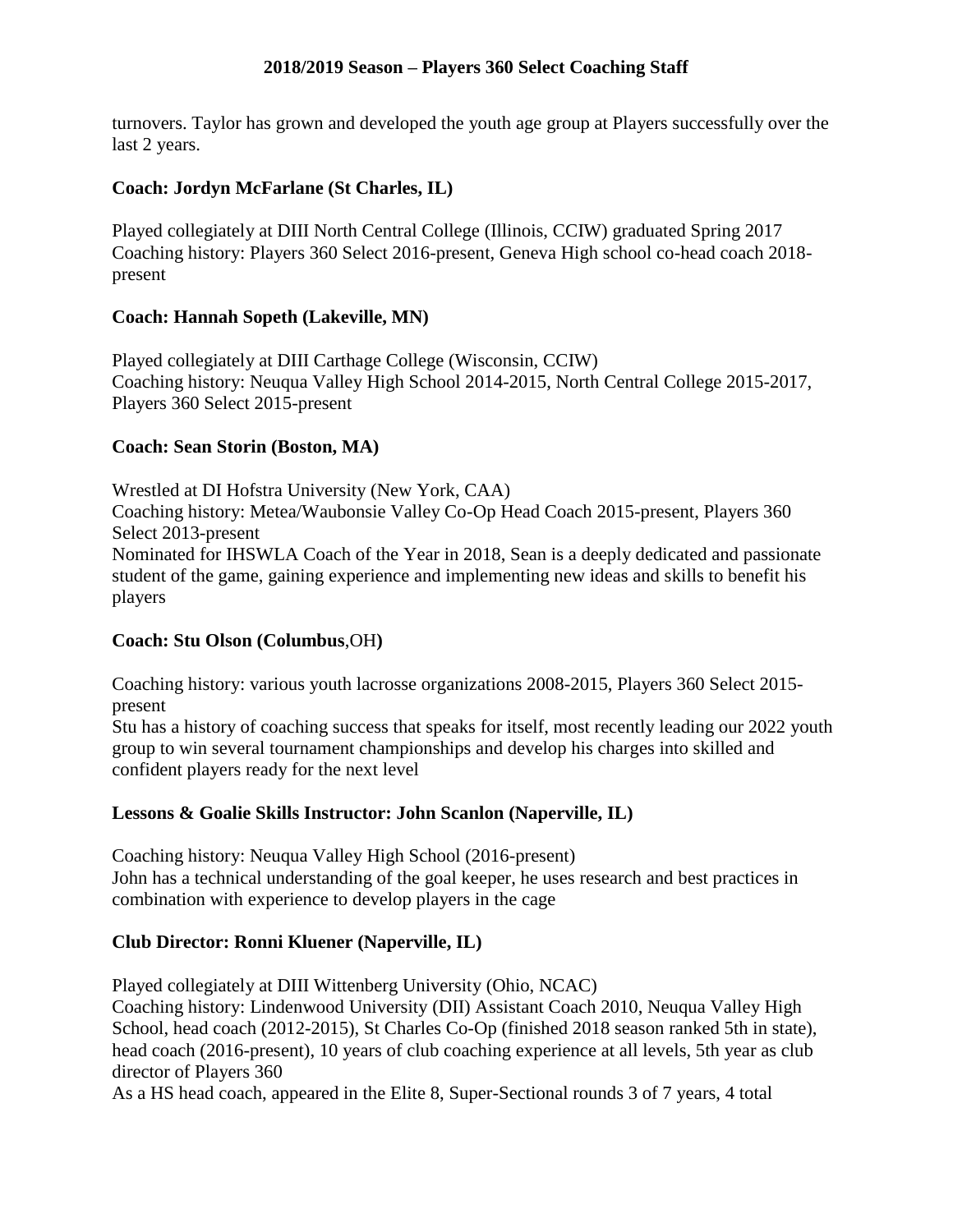turnovers. Taylor has grown and developed the youth age group at Players successfully over the last 2 years.

**Coach: Jordyn McFarlane (St Charles, IL)**

Played collegiately at DIII North Central College (Illinois, CCIW) graduated Spring 2017
Coaching history: Players 360 Select 2016-present, Geneva High school co-head coach 2018-present

**Coach: Hannah Sopeth (Lakeville, MN)**

Played collegiately at DIII Carthage College (Wisconsin, CCIW)
Coaching history: Neuqua Valley High School 2014-2015, North Central College 2015-2017, Players 360 Select 2015-present

**Coach: Sean Storin (Boston, MA)**

Wrestled at DI Hofstra University (New York, CAA)
Coaching history: Metea/Waubonsie Valley Co-Op Head Coach 2015-present, Players 360 Select 2013-present
Nominated for IHSWLA Coach of the Year in 2018, Sean is a deeply dedicated and passionate student of the game, gaining experience and implementing new ideas and skills to benefit his players

**Coach: Stu Olson (Columbus**,OH**)**

Coaching history: various youth lacrosse organizations 2008-2015, Players 360 Select 2015-present
Stu has a history of coaching success that speaks for itself, most recently leading our 2022 youth group to win several tournament championships and develop his charges into skilled and confident players ready for the next level

**Lessons & Goalie Skills Instructor: John Scanlon (Naperville, IL)**

Coaching history: Neuqua Valley High School (2016-present)
John has a technical understanding of the goal keeper, he uses research and best practices in combination with experience to develop players in the cage

**Club Director: Ronni Kluener (Naperville, IL)**

Played collegiately at DIII Wittenberg University (Ohio, NCAC)
Coaching history: Lindenwood University (DII) Assistant Coach 2010, Neuqua Valley High School, head coach (2012-2015), St Charles Co-Op (finished 2018 season ranked 5th in state), head coach (2016-present), 10 years of club coaching experience at all levels, 5th year as club director of Players 360
As a HS head coach, appeared in the Elite 8, Super-Sectional rounds 3 of 7 years, 4 total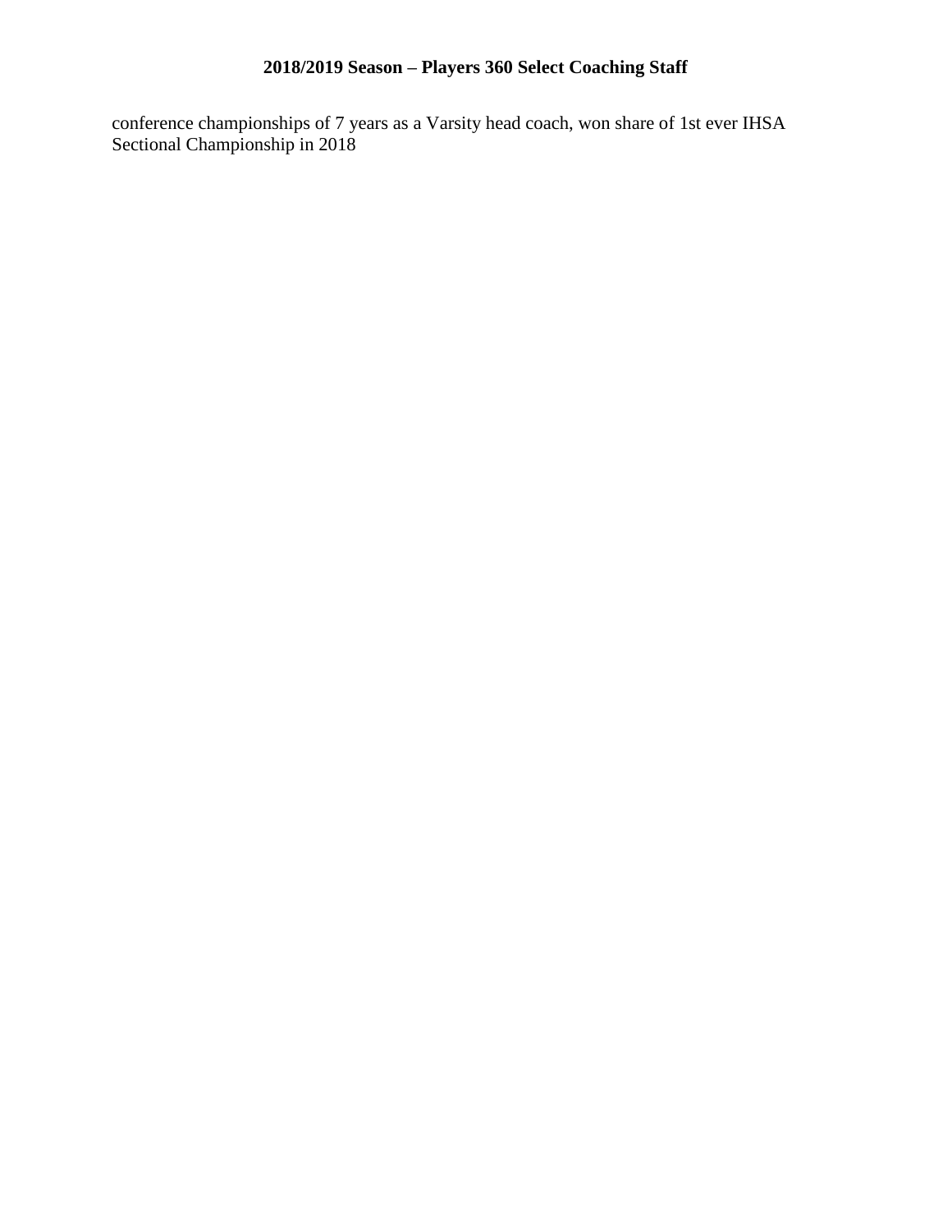conference championships of 7 years as a Varsity head coach, won share of 1st ever IHSA Sectional Championship in 2018